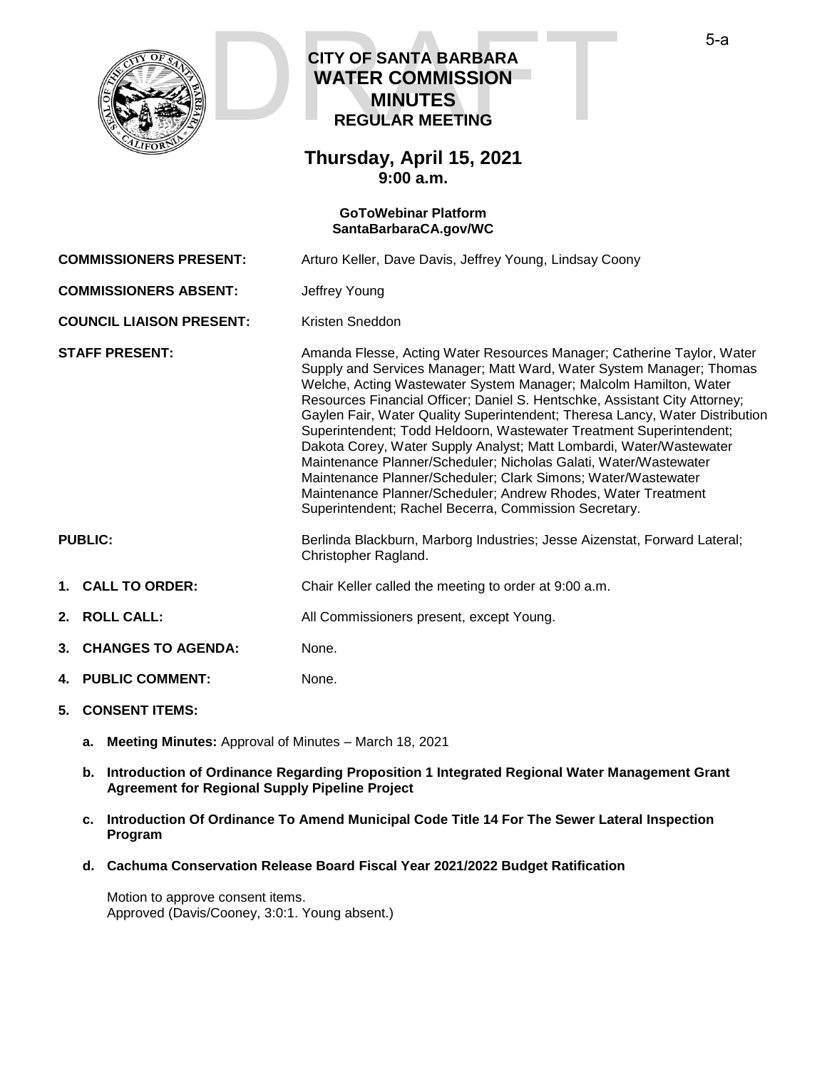DRAFT

# CITY OF SANTA BARBARA
# WATER COMMISSION
# MINUTES
## REGULAR MEETING

## Thursday, April 15, 2021
### 9:00 a.m.

**GoToWebinar Platform**
**SantaBarbaraCA.gov/WC**

**COMMISSIONERS PRESENT:** Arturo Keller, Dave Davis, Jeffrey Young, Lindsay Coony

**COMMISSIONERS ABSENT:** Jeffrey Young

**COUNCIL LIAISON PRESENT:** Kristen Sneddon

**STAFF PRESENT:** Amanda Flesse, Acting Water Resources Manager; Catherine Taylor, Water Supply and Services Manager; Matt Ward, Water System Manager; Thomas Welche, Acting Wastewater System Manager; Malcolm Hamilton, Water Resources Financial Officer; Daniel S. Hentschke, Assistant City Attorney; Gaylen Fair, Water Quality Superintendent; Theresa Lancy, Water Distribution Superintendent; Todd Heldoorn, Wastewater Treatment Superintendent; Dakota Corey, Water Supply Analyst; Matt Lombardi, Water/Wastewater Maintenance Planner/Scheduler; Nicholas Galati, Water/Wastewater Maintenance Planner/Scheduler; Clark Simons; Water/Wastewater Maintenance Planner/Scheduler; Andrew Rhodes, Water Treatment Superintendent; Rachel Becerra, Commission Secretary.

**PUBLIC:** Berlinda Blackburn, Marborg Industries; Jesse Aizenstat, Forward Lateral; Christopher Ragland.

1. **CALL TO ORDER:** Chair Keller called the meeting to order at 9:00 a.m.

2. **ROLL CALL:** All Commissioners present, except Young.

3. **CHANGES TO AGENDA:** None.

4. **PUBLIC COMMENT:** None.

5. **CONSENT ITEMS:**

   a. **Meeting Minutes:** Approval of Minutes – March 18, 2021

   b. **Introduction of Ordinance Regarding Proposition 1 Integrated Regional Water Management Grant Agreement for Regional Supply Pipeline Project**

   c. **Introduction Of Ordinance To Amend Municipal Code Title 14 For The Sewer Lateral Inspection Program**

   d. **Cachuma Conservation Release Board Fiscal Year 2021/2022 Budget Ratification**

   Motion to approve consent items.
   Approved (Davis/Cooney, 3:0:1. Young absent.)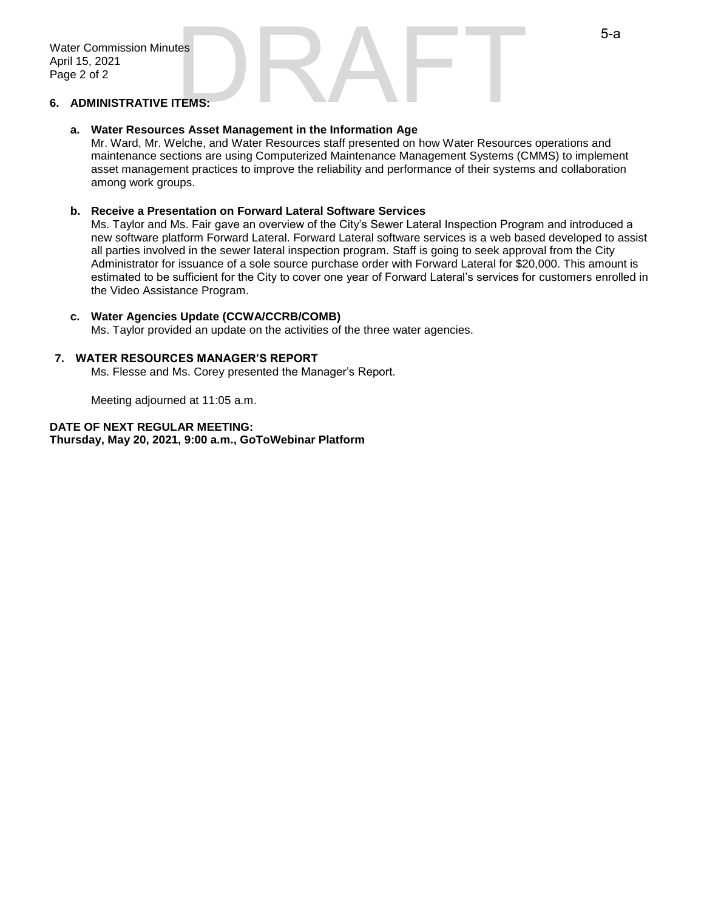## 6. ADMINISTRATIVE ITEMS:

**a. Water Resources Asset Management in the Information Age**

Mr. Ward, Mr. Welche, and Water Resources staff presented on how Water Resources operations and maintenance sections are using Computerized Maintenance Management Systems (CMMS) to implement asset management practices to improve the reliability and performance of their systems and collaboration among work groups.

**b. Receive a Presentation on Forward Lateral Software Services**

Ms. Taylor and Ms. Fair gave an overview of the City's Sewer Lateral Inspection Program and introduced a new software platform Forward Lateral. Forward Lateral software services is a web based developed to assist all parties involved in the sewer lateral inspection program. Staff is going to seek approval from the City Administrator for issuance of a sole source purchase order with Forward Lateral for $20,000. This amount is estimated to be sufficient for the City to cover one year of Forward Lateral's services for customers enrolled in the Video Assistance Program.

**c. Water Agencies Update (CCWA/CCRB/COMB)**

Ms. Taylor provided an update on the activities of the three water agencies.

## 7. WATER RESOURCES MANAGER'S REPORT

Ms. Flesse and Ms. Corey presented the Manager's Report.

Meeting adjourned at 11:05 a.m.

**DATE OF NEXT REGULAR MEETING:**
**Thursday, May 20, 2021, 9:00 a.m., GoToWebinar Platform**